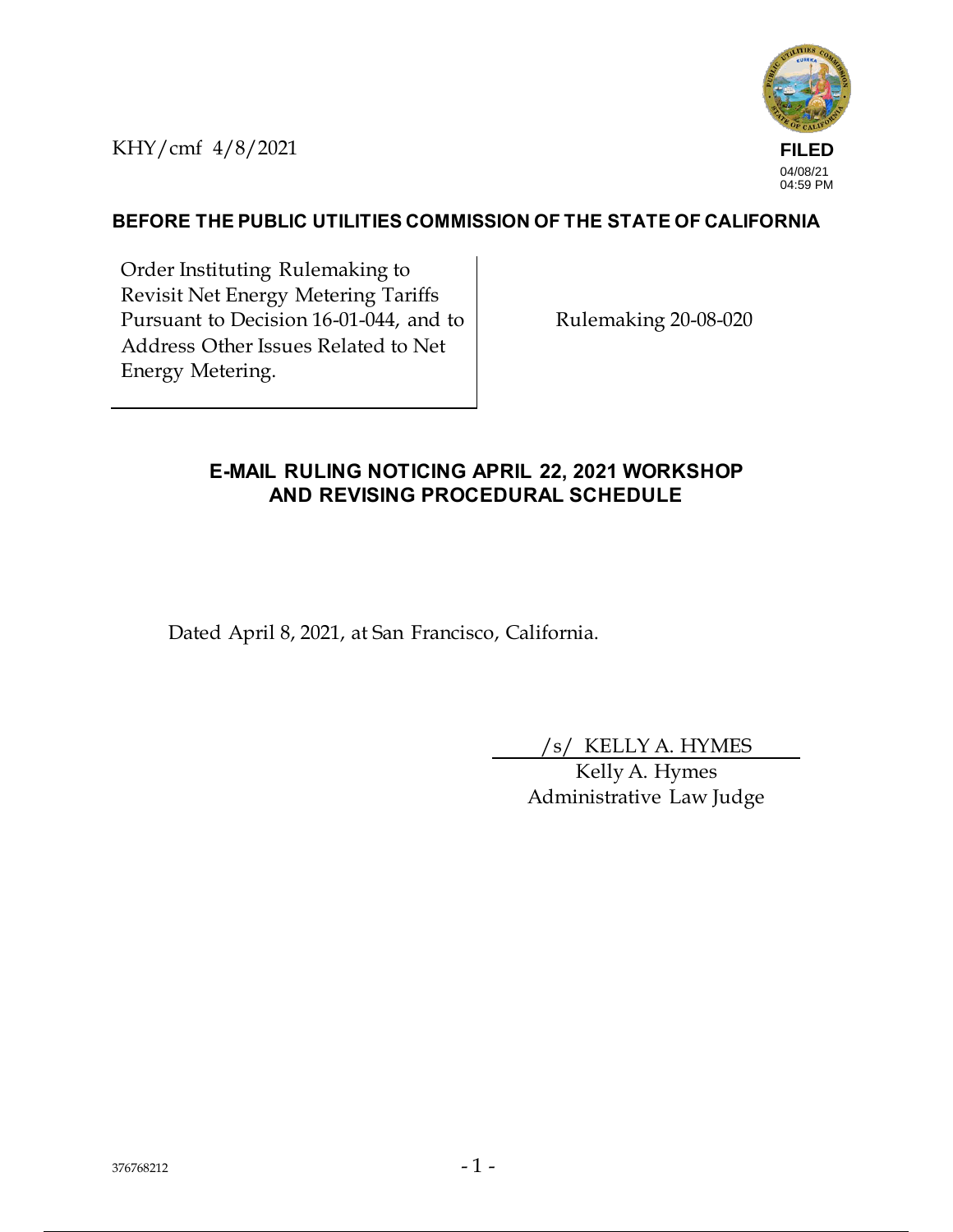KHY/cmf 4/8/2021

**FILED**
04/08/21
04:59 PM

**BEFORE THE PUBLIC UTILITIES COMMISSION OF THE STATE OF CALIFORNIA**

| Order Instituting Rulemaking to Revisit Net Energy Metering Tariffs Pursuant to Decision 16-01-044, and to Address Other Issues Related to Net Energy Metering. | Rulemaking 20-08-020 |
|---|---|

## E-MAIL RULING NOTICING APRIL 22, 2021 WORKSHOP AND REVISING PROCEDURAL SCHEDULE

Dated April 8, 2021, at San Francisco, California.

/s/ KELLY A. HYMES
Kelly A. Hymes
Administrative Law Judge

376768212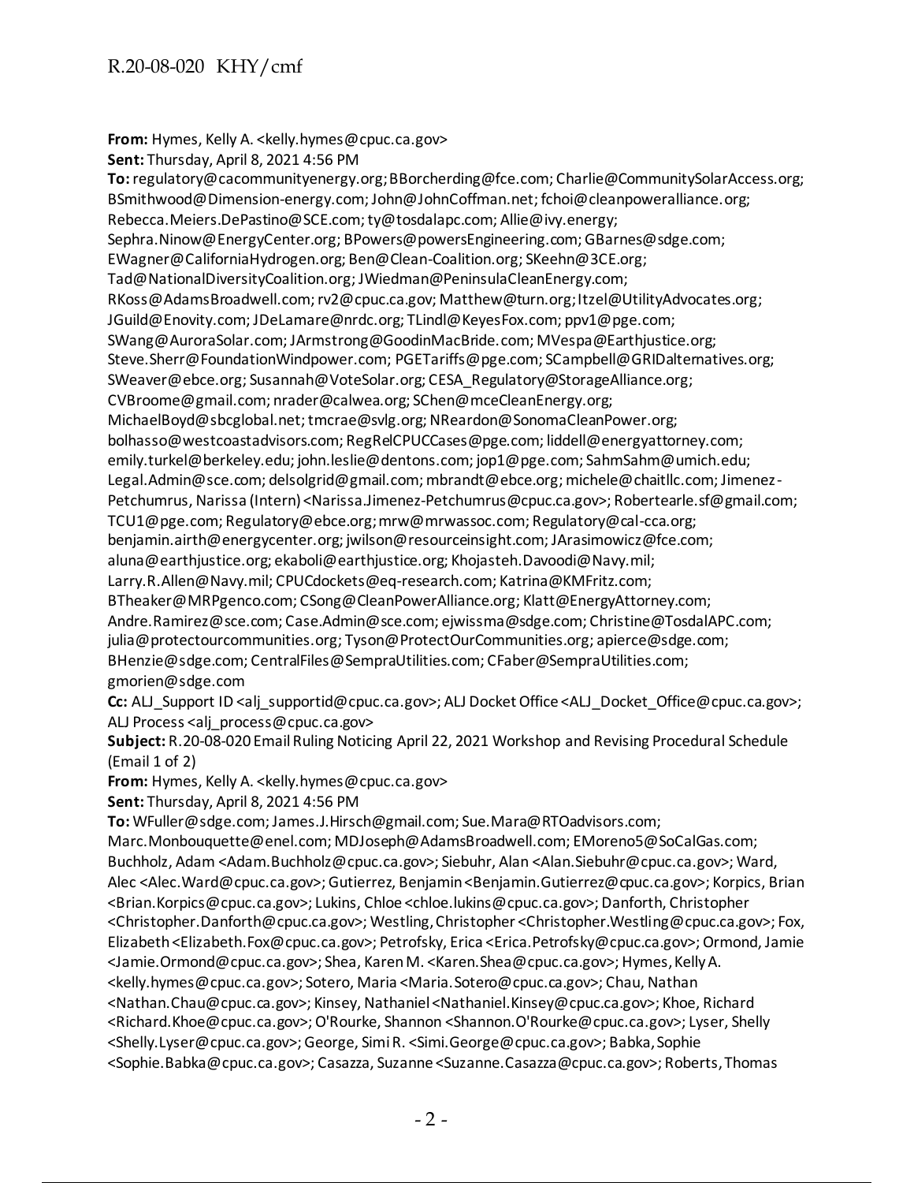**From:** Hymes, Kelly A. <kelly.hymes@cpuc.ca.gov>
**Sent:** Thursday, April 8, 2021 4:56 PM
**To:** regulatory@cacommunityenergy.org; BBorcherding@fce.com; Charlie@CommunitySolarAccess.org; BSmithwood@Dimension-energy.com; John@JohnCoffman.net; fchoi@cleanpoweralliance.org; Rebecca.Meiers.DePastino@SCE.com; ty@tosdalapc.com; Allie@ivy.energy; Sephra.Ninow@EnergyCenter.org; BPowers@powersEngineering.com; GBarnes@sdge.com; EWagner@CaliforniaHydrogen.org; Ben@Clean-Coalition.org; SKeehn@3CE.org; Tad@NationalDiversityCoalition.org; JWiedman@PeninsulaCleanEnergy.com; RKoss@AdamsBroadwell.com; rv2@cpuc.ca.gov; Matthew@turn.org; Itzel@UtilityAdvocates.org; JGuild@Enovity.com; JDeLamare@nrdc.org; TLindl@KeyesFox.com; ppv1@pge.com; SWang@AuroraSolar.com; JArmstrong@GoodinMacBride.com; MVespa@Earthjustice.org; Steve.Sherr@FoundationWindpower.com; PGETariffs@pge.com; SCampbell@GRIDalternatives.org; SWeaver@ebce.org; Susannah@VoteSolar.org; CESA_Regulatory@StorageAlliance.org; CVBroome@gmail.com; nrader@calwea.org; SChen@mceCleanEnergy.org; MichaelBoyd@sbcglobal.net; tmcrae@svlg.org; NReardon@SonomaCleanPower.org; bolhasso@westcoastadvisors.com; RegRelCPUCCases@pge.com; liddell@energyattorney.com; emily.turkel@berkeley.edu; john.leslie@dentons.com; jop1@pge.com; SahmSahm@umich.edu; Legal.Admin@sce.com; delsolgrid@gmail.com; mbrandt@ebce.org; michele@chaitllc.com; Jimenez-Petchumrus, Narissa (Intern) <Narissa.Jimenez-Petchumrus@cpuc.ca.gov>; Robertearle.sf@gmail.com; TCU1@pge.com; Regulatory@ebce.org; mrw@mrwassoc.com; Regulatory@cal-cca.org; benjamin.airth@energycenter.org; jwilson@resourceinsight.com; JArasimowicz@fce.com; aluna@earthjustice.org; ekaboli@earthjustice.org; Khojasteh.Davoodi@Navy.mil; Larry.R.Allen@Navy.mil; CPUCdockets@eq-research.com; Katrina@KMFritz.com; BTheaker@MRPgenco.com; CSong@CleanPowerAlliance.org; Klatt@EnergyAttorney.com; Andre.Ramirez@sce.com; Case.Admin@sce.com; ejwissma@sdge.com; Christine@TosdalAPC.com; julia@protectourcommunities.org; Tyson@ProtectOurCommunities.org; apierce@sdge.com; BHenzie@sdge.com; CentralFiles@SempraUtilities.com; CFaber@SempraUtilities.com; gmorien@sdge.com
**Cc:** ALJ_Support ID <alj_supportid@cpuc.ca.gov>; ALJ Docket Office <ALJ_Docket_Office@cpuc.ca.gov>; ALJ Process <alj_process@cpuc.ca.gov>
**Subject:** R.20-08-020 Email Ruling Noticing April 22, 2021 Workshop and Revising Procedural Schedule (Email 1 of 2)
**From:** Hymes, Kelly A. <kelly.hymes@cpuc.ca.gov>
**Sent:** Thursday, April 8, 2021 4:56 PM
**To:** WFuller@sdge.com; James.J.Hirsch@gmail.com; Sue.Mara@RTOadvisors.com; Marc.Monbouquette@enel.com; MDJoseph@AdamsBroadwell.com; EMoreno5@SoCalGas.com; Buchholz, Adam <Adam.Buchholz@cpuc.ca.gov>; Siebuhr, Alan <Alan.Siebuhr@cpuc.ca.gov>; Ward, Alec <Alec.Ward@cpuc.ca.gov>; Gutierrez, Benjamin <Benjamin.Gutierrez@cpuc.ca.gov>; Korpics, Brian <Brian.Korpics@cpuc.ca.gov>; Lukins, Chloe <chloe.lukins@cpuc.ca.gov>; Danforth, Christopher <Christopher.Danforth@cpuc.ca.gov>; Westling, Christopher <Christopher.Westling@cpuc.ca.gov>; Fox, Elizabeth <Elizabeth.Fox@cpuc.ca.gov>; Petrofsky, Erica <Erica.Petrofsky@cpuc.ca.gov>; Ormond, Jamie <Jamie.Ormond@cpuc.ca.gov>; Shea, Karen M. <Karen.Shea@cpuc.ca.gov>; Hymes, Kelly A. <kelly.hymes@cpuc.ca.gov>; Sotero, Maria <Maria.Sotero@cpuc.ca.gov>; Chau, Nathan <Nathan.Chau@cpuc.ca.gov>; Kinsey, Nathaniel <Nathaniel.Kinsey@cpuc.ca.gov>; Khoe, Richard <Richard.Khoe@cpuc.ca.gov>; O'Rourke, Shannon <Shannon.O'Rourke@cpuc.ca.gov>; Lyser, Shelly <Shelly.Lyser@cpuc.ca.gov>; George, Simi R. <Simi.George@cpuc.ca.gov>; Babka, Sophie <Sophie.Babka@cpuc.ca.gov>; Casazza, Suzanne <Suzanne.Casazza@cpuc.ca.gov>; Roberts, Thomas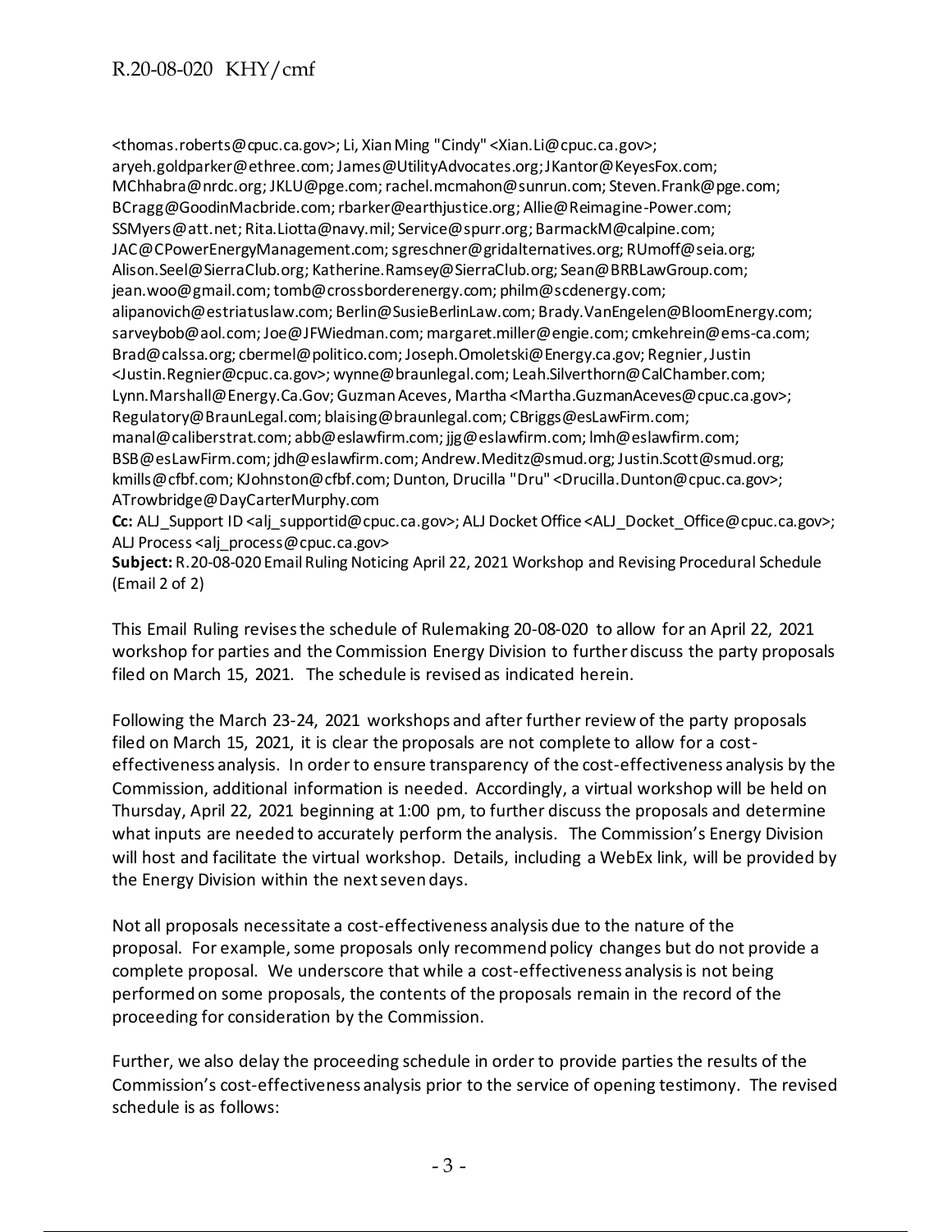<thomas.roberts@cpuc.ca.gov>; Li, Xian Ming "Cindy" <Xian.Li@cpuc.ca.gov>; aryeh.goldparker@ethree.com; James@UtilityAdvocates.org; JKantor@KeyesFox.com; MChhabra@nrdc.org; JKLU@pge.com; rachel.mcmahon@sunrun.com; Steven.Frank@pge.com; BCragg@GoodinMacbride.com; rbarker@earthjustice.org; Allie@Reimagine-Power.com; SSMyers@att.net; Rita.Liotta@navy.mil; Service@spurr.org; BarmackM@calpine.com; JAC@CPowerEnergyManagement.com; sgreschner@gridalternatives.org; RUmoff@seia.org; Alison.Seel@SierraClub.org; Katherine.Ramsey@SierraClub.org; Sean@BRBLawGroup.com; jean.woo@gmail.com; tomb@crossborderenergy.com; philm@scdenergy.com; alipanovich@estriatuslaw.com; Berlin@SusieBerlinLaw.com; Brady.VanEngelen@BloomEnergy.com; sarveybob@aol.com; Joe@JFWiedman.com; margaret.miller@engie.com; cmkehrein@ems-ca.com; Brad@calssa.org; cbermel@politico.com; Joseph.Omoletski@Energy.ca.gov; Regnier, Justin <Justin.Regnier@cpuc.ca.gov>; wynne@braunlegal.com; Leah.Silverthorn@CalChamber.com; Lynn.Marshall@Energy.Ca.Gov; Guzman Aceves, Martha <Martha.GuzmanAceves@cpuc.ca.gov>; Regulatory@BraunLegal.com; blaising@braunlegal.com; CBriggs@esLawFirm.com; manal@caliberstrat.com; abb@eslawfirm.com; jjg@eslawfirm.com; lmh@eslawfirm.com; BSB@esLawFirm.com; jdh@eslawfirm.com; Andrew.Meditz@smud.org; Justin.Scott@smud.org; kmills@cfbf.com; KJohnston@cfbf.com; Dunton, Drucilla "Dru" <Drucilla.Dunton@cpuc.ca.gov>; ATrowbridge@DayCarterMurphy.com
**Cc:** ALJ_Support ID <alj_supportid@cpuc.ca.gov>; ALJ Docket Office <ALJ_Docket_Office@cpuc.ca.gov>; ALJ Process <alj_process@cpuc.ca.gov>
**Subject:** R.20-08-020 Email Ruling Noticing April 22, 2021 Workshop and Revising Procedural Schedule (Email 2 of 2)

This Email Ruling revises the schedule of Rulemaking 20-08-020 to allow for an April 22, 2021 workshop for parties and the Commission Energy Division to further discuss the party proposals filed on March 15, 2021. The schedule is revised as indicated herein.

Following the March 23-24, 2021 workshops and after further review of the party proposals filed on March 15, 2021, it is clear the proposals are not complete to allow for a cost-effectiveness analysis. In order to ensure transparency of the cost-effectiveness analysis by the Commission, additional information is needed. Accordingly, a virtual workshop will be held on Thursday, April 22, 2021 beginning at 1:00 pm, to further discuss the proposals and determine what inputs are needed to accurately perform the analysis. The Commission's Energy Division will host and facilitate the virtual workshop. Details, including a WebEx link, will be provided by the Energy Division within the next seven days.

Not all proposals necessitate a cost-effectiveness analysis due to the nature of the proposal. For example, some proposals only recommend policy changes but do not provide a complete proposal. We underscore that while a cost-effectiveness analysis is not being performed on some proposals, the contents of the proposals remain in the record of the proceeding for consideration by the Commission.

Further, we also delay the proceeding schedule in order to provide parties the results of the Commission's cost-effectiveness analysis prior to the service of opening testimony. The revised schedule is as follows: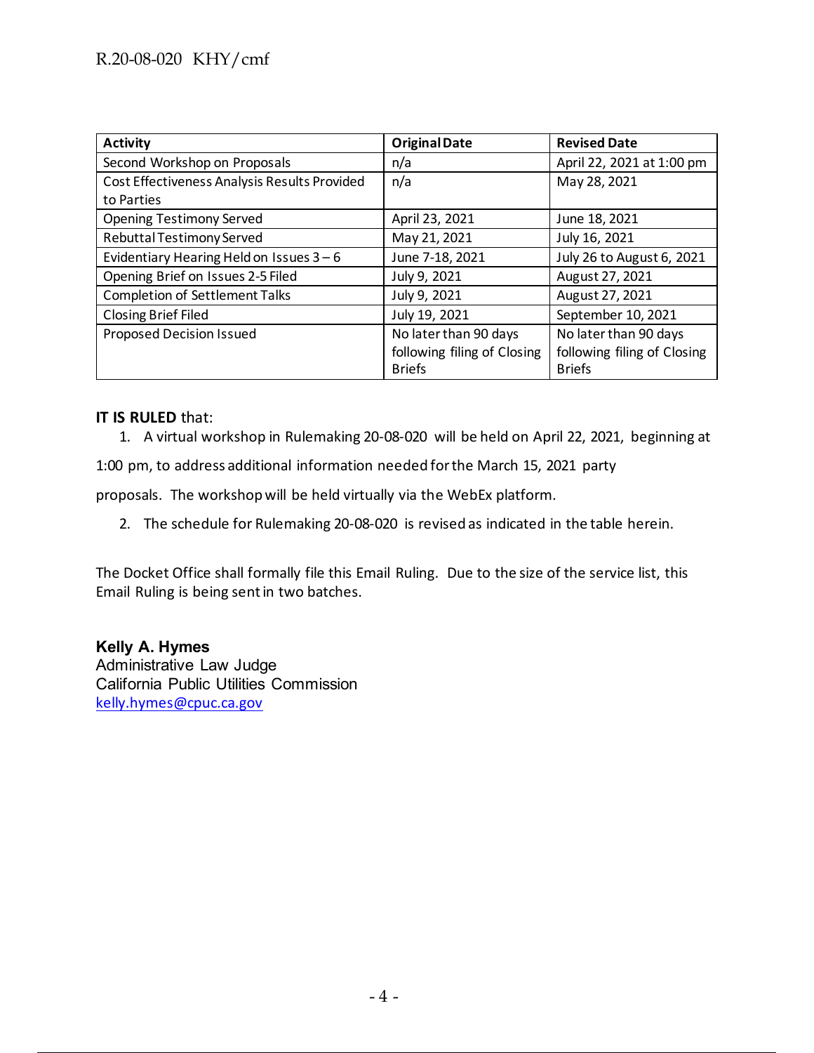| Activity | Original Date | Revised Date |
|---|---|---|
| Second Workshop on Proposals | n/a | April 22, 2021 at 1:00 pm |
| Cost Effectiveness Analysis Results Provided to Parties | n/a | May 28, 2021 |
| Opening Testimony Served | April 23, 2021 | June 18, 2021 |
| Rebuttal Testimony Served | May 21, 2021 | July 16, 2021 |
| Evidentiary Hearing Held on Issues 3 – 6 | June 7-18, 2021 | July 26 to August 6, 2021 |
| Opening Brief on Issues 2-5 Filed | July 9, 2021 | August 27, 2021 |
| Completion of Settlement Talks | July 9, 2021 | August 27, 2021 |
| Closing Brief Filed | July 19, 2021 | September 10, 2021 |
| Proposed Decision Issued | No later than 90 days following filing of Closing Briefs | No later than 90 days following filing of Closing Briefs |

**IT IS RULED** that:

1. A virtual workshop in Rulemaking 20-08-020 will be held on April 22, 2021, beginning at 1:00 pm, to address additional information needed for the March 15, 2021 party proposals. The workshop will be held virtually via the WebEx platform.

2. The schedule for Rulemaking 20-08-020 is revised as indicated in the table herein.

The Docket Office shall formally file this Email Ruling. Due to the size of the service list, this Email Ruling is being sent in two batches.

**Kelly A. Hymes**
Administrative Law Judge
California Public Utilities Commission
kelly.hymes@cpuc.ca.gov